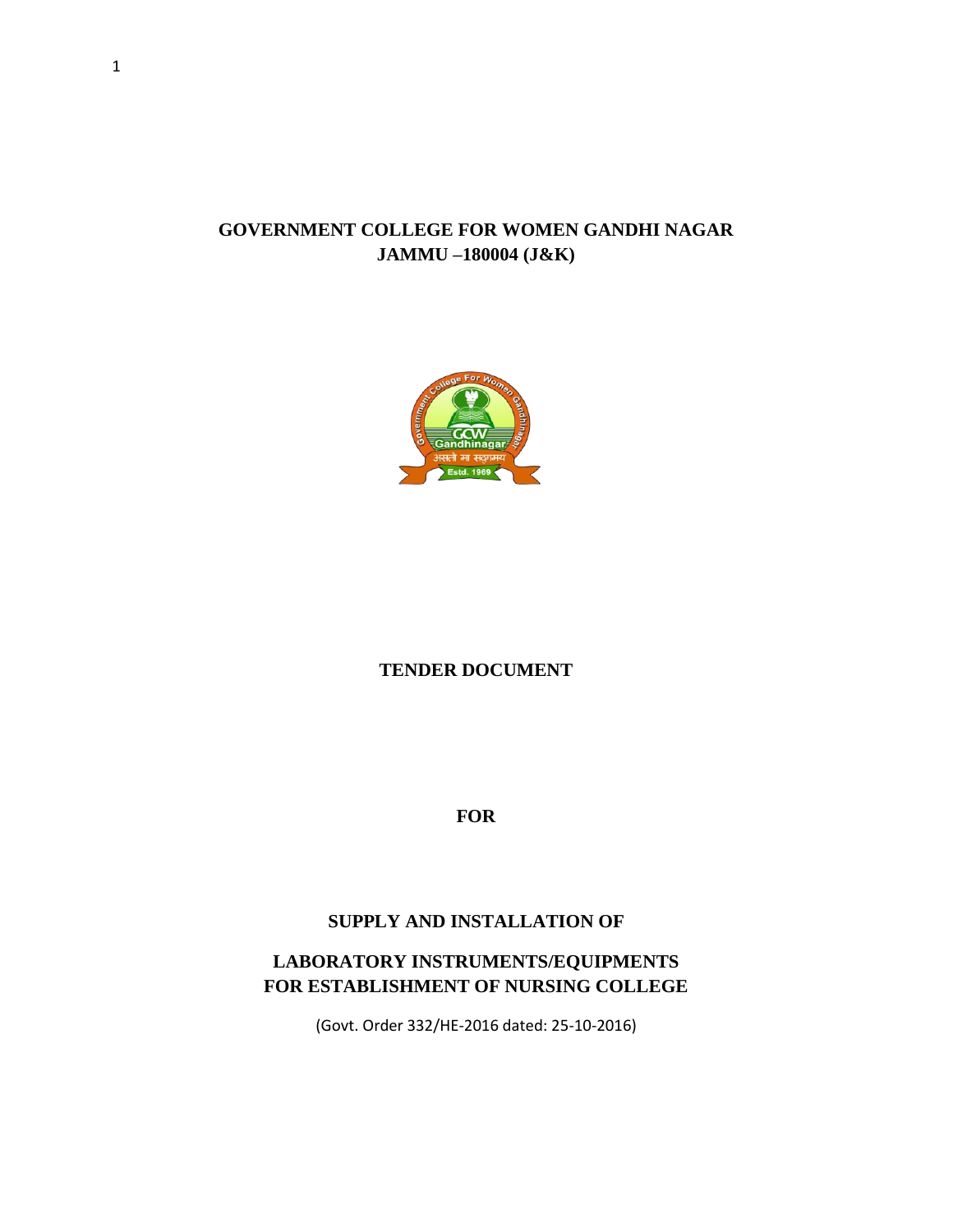# GOVERNMENT COLLEGE FOR WOMEN GANDHI NAGAR JAMMU –180004 (J&K)

## TENDER DOCUMENT

## FOR

## SUPPLY AND INSTALLATION OF

## LABORATORY INSTRUMENTS/EQUIPMENTS FOR ESTABLISHMENT OF NURSING COLLEGE

(Govt. Order 332/HE-2016 dated: 25-10-2016)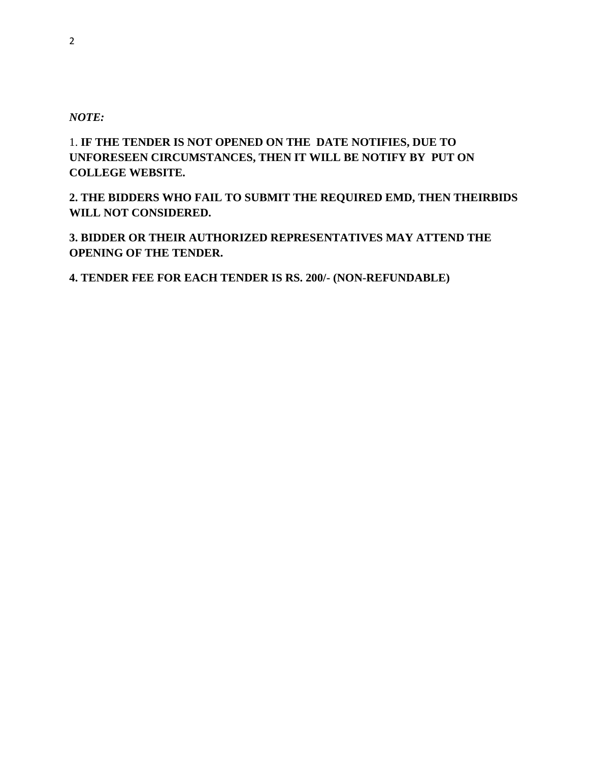*NOTE:*

1. **IF THE TENDER IS NOT OPENED ON THE DATE NOTIFIES, DUE TO UNFORESEEN CIRCUMSTANCES, THEN IT WILL BE NOTIFY BY PUT ON COLLEGE WEBSITE.**

**2. THE BIDDERS WHO FAIL TO SUBMIT THE REQUIRED EMD, THEN THEIRBIDS WILL NOT CONSIDERED.**

**3. BIDDER OR THEIR AUTHORIZED REPRESENTATIVES MAY ATTEND THE OPENING OF THE TENDER.**

**4. TENDER FEE FOR EACH TENDER IS RS. 200/- (NON-REFUNDABLE)**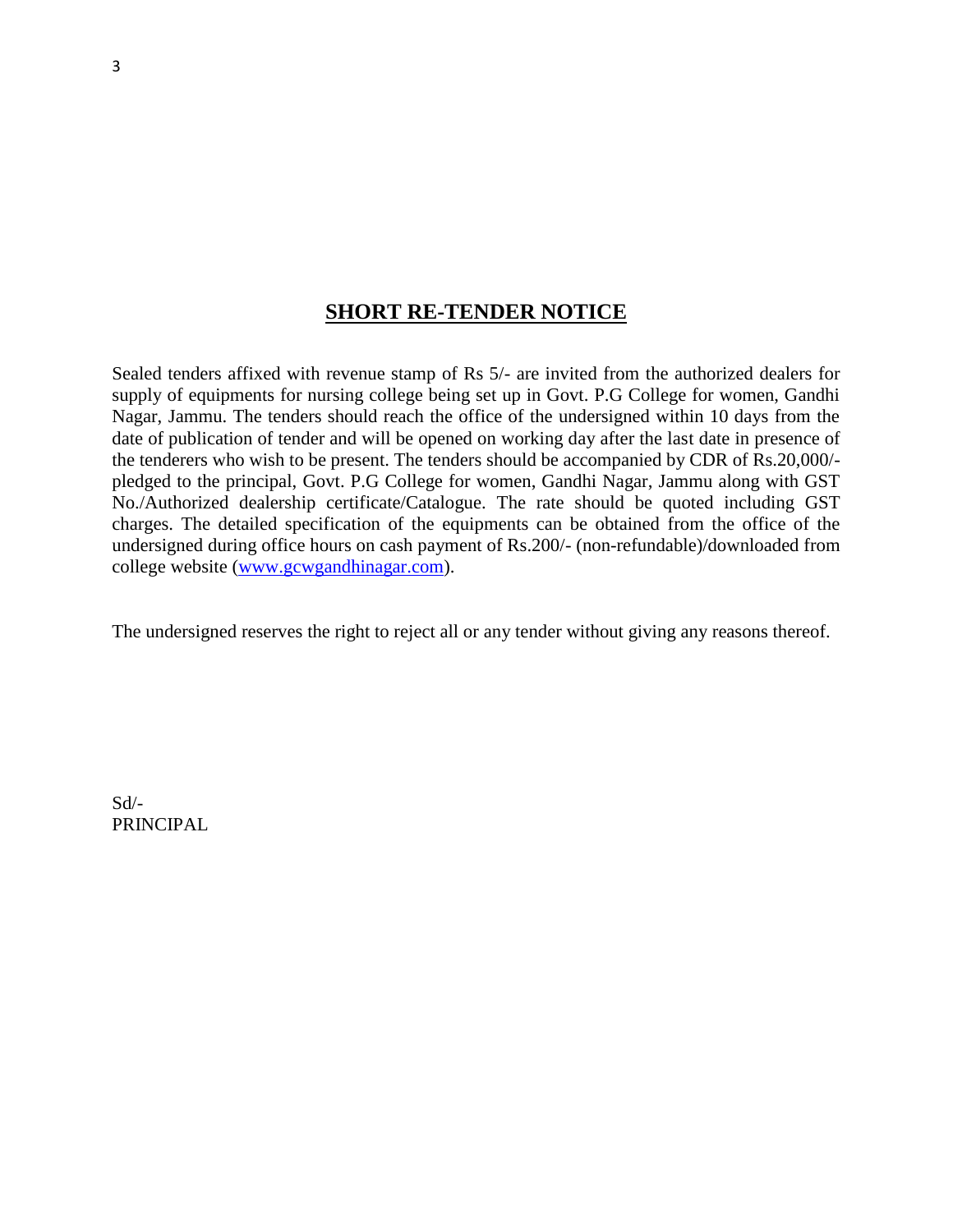## SHORT RE-TENDER NOTICE

Sealed tenders affixed with revenue stamp of Rs 5/- are invited from the authorized dealers for supply of equipments for nursing college being set up in Govt. P.G College for women, Gandhi Nagar, Jammu. The tenders should reach the office of the undersigned within 10 days from the date of publication of tender and will be opened on working day after the last date in presence of the tenderers who wish to be present. The tenders should be accompanied by CDR of Rs.20,000/- pledged to the principal, Govt. P.G College for women, Gandhi Nagar, Jammu along with GST No./Authorized dealership certificate/Catalogue. The rate should be quoted including GST charges. The detailed specification of the equipments can be obtained from the office of the undersigned during office hours on cash payment of Rs.200/- (non-refundable)/downloaded from college website ([www.gcwgandhinagar.com](http://www.gcwgandhinagar.com)).

The undersigned reserves the right to reject all or any tender without giving any reasons thereof.

Sd/-
PRINCIPAL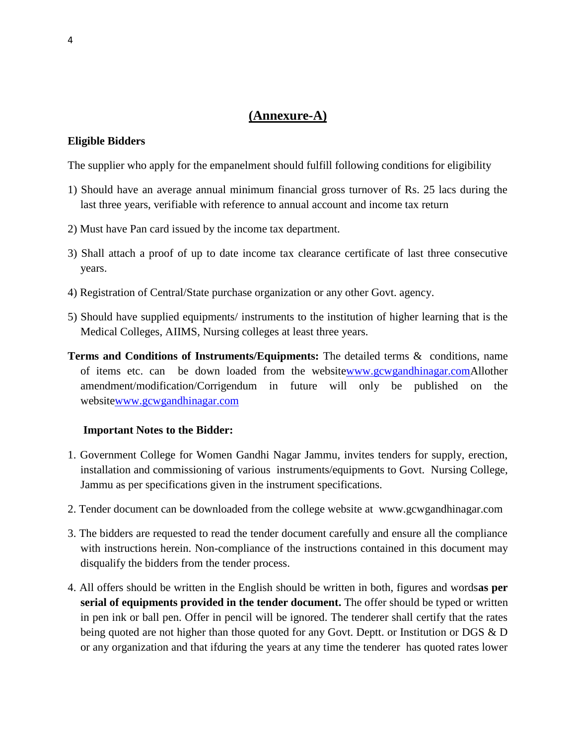## (Annexure-A)

**Eligible Bidders**

The supplier who apply for the empanelment should fulfill following conditions for eligibility

1) Should have an average annual minimum financial gross turnover of Rs. 25 lacs during the last three years, verifiable with reference to annual account and income tax return

2) Must have Pan card issued by the income tax department.

3) Shall attach a proof of up to date income tax clearance certificate of last three consecutive years.

4) Registration of Central/State purchase organization or any other Govt. agency.

5) Should have supplied equipments/ instruments to the institution of higher learning that is the Medical Colleges, AIIMS, Nursing colleges at least three years.

**Terms and Conditions of Instruments/Equipments:** The detailed terms & conditions, name of items etc. can be down loaded from the websitewww.gcwgandhinagar.comAllother amendment/modification/Corrigendum in future will only be published on the websitewww.gcwgandhinagar.com

**Important Notes to the Bidder:**

1. Government College for Women Gandhi Nagar Jammu, invites tenders for supply, erection, installation and commissioning of various instruments/equipments to Govt. Nursing College, Jammu as per specifications given in the instrument specifications.

2. Tender document can be downloaded from the college website at www.gcwgandhinagar.com

3. The bidders are requested to read the tender document carefully and ensure all the compliance with instructions herein. Non-compliance of the instructions contained in this document may disqualify the bidders from the tender process.

4. All offers should be written in the English should be written in both, figures and words**as per serial of equipments provided in the tender document.** The offer should be typed or written in pen ink or ball pen. Offer in pencil will be ignored. The tenderer shall certify that the rates being quoted are not higher than those quoted for any Govt. Deptt. or Institution or DGS & D or any organization and that ifduring the years at any time the tenderer has quoted rates lower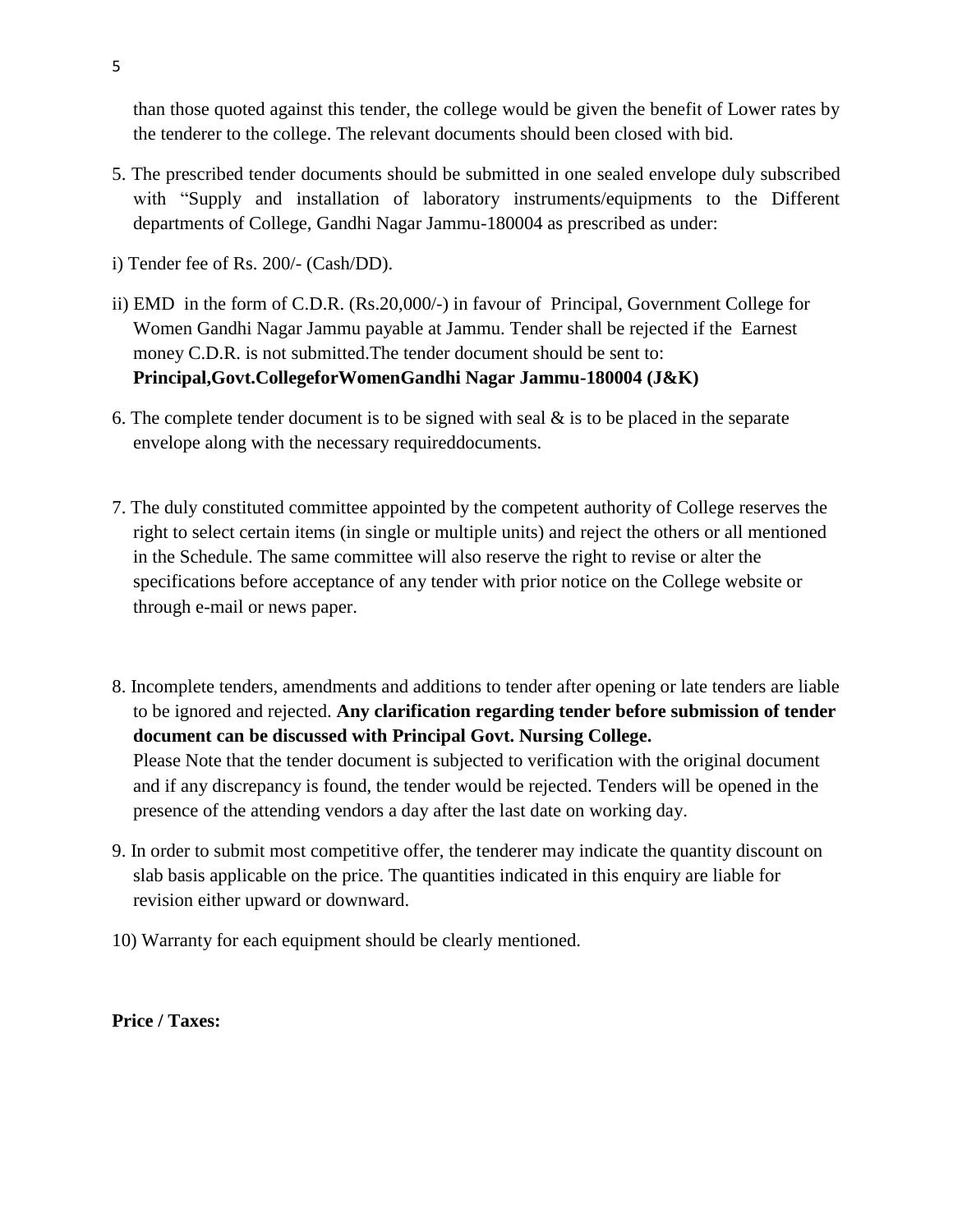than those quoted against this tender, the college would be given the benefit of Lower rates by the tenderer to the college. The relevant documents should been closed with bid.

5. The prescribed tender documents should be submitted in one sealed envelope duly subscribed with "Supply and installation of laboratory instruments/equipments to the Different departments of College, Gandhi Nagar Jammu-180004 as prescribed as under:

i) Tender fee of Rs. 200/- (Cash/DD).

ii) EMD in the form of C.D.R. (Rs.20,000/-) in favour of Principal, Government College for Women Gandhi Nagar Jammu payable at Jammu. Tender shall be rejected if the Earnest money C.D.R. is not submitted.The tender document should be sent to: **Principal,Govt.CollegeforWomenGandhi Nagar Jammu-180004 (J&K)**

6. The complete tender document is to be signed with seal & is to be placed in the separate envelope along with the necessary requireddocuments.

7. The duly constituted committee appointed by the competent authority of College reserves the right to select certain items (in single or multiple units) and reject the others or all mentioned in the Schedule. The same committee will also reserve the right to revise or alter the specifications before acceptance of any tender with prior notice on the College website or through e-mail or news paper.

8. Incomplete tenders, amendments and additions to tender after opening or late tenders are liable to be ignored and rejected. **Any clarification regarding tender before submission of tender document can be discussed with Principal Govt. Nursing College.**
   Please Note that the tender document is subjected to verification with the original document and if any discrepancy is found, the tender would be rejected. Tenders will be opened in the presence of the attending vendors a day after the last date on working day.

9. In order to submit most competitive offer, the tenderer may indicate the quantity discount on slab basis applicable on the price. The quantities indicated in this enquiry are liable for revision either upward or downward.

10) Warranty for each equipment should be clearly mentioned.

**Price / Taxes:**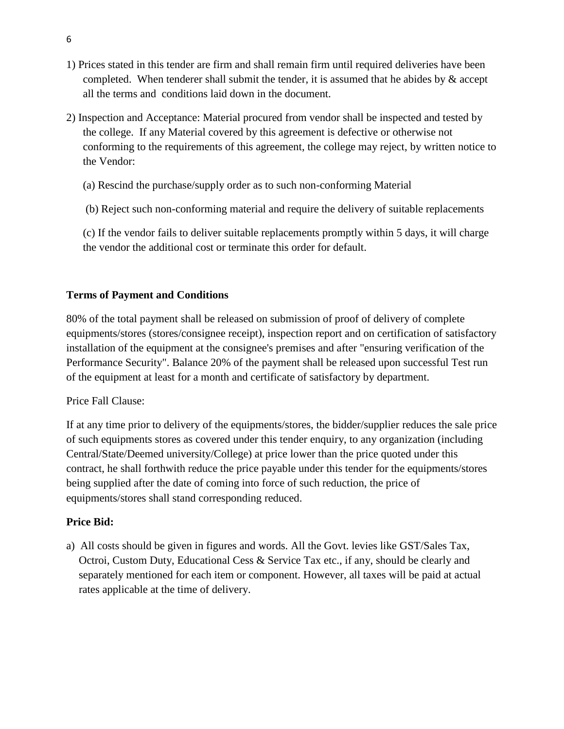1) Prices stated in this tender are firm and shall remain firm until required deliveries have been completed. When tenderer shall submit the tender, it is assumed that he abides by & accept all the terms and conditions laid down in the document.

2) Inspection and Acceptance: Material procured from vendor shall be inspected and tested by the college. If any Material covered by this agreement is defective or otherwise not conforming to the requirements of this agreement, the college may reject, by written notice to the Vendor:

   (a) Rescind the purchase/supply order as to such non-conforming Material

   (b) Reject such non-conforming material and require the delivery of suitable replacements

   (c) If the vendor fails to deliver suitable replacements promptly within 5 days, it will charge the vendor the additional cost or terminate this order for default.

**Terms of Payment and Conditions**

80% of the total payment shall be released on submission of proof of delivery of complete equipments/stores (stores/consignee receipt), inspection report and on certification of satisfactory installation of the equipment at the consignee's premises and after "ensuring verification of the Performance Security". Balance 20% of the payment shall be released upon successful Test run of the equipment at least for a month and certificate of satisfactory by department.

Price Fall Clause:

If at any time prior to delivery of the equipments/stores, the bidder/supplier reduces the sale price of such equipments stores as covered under this tender enquiry, to any organization (including Central/State/Deemed university/College) at price lower than the price quoted under this contract, he shall forthwith reduce the price payable under this tender for the equipments/stores being supplied after the date of coming into force of such reduction, the price of equipments/stores shall stand corresponding reduced.

**Price Bid:**

a) All costs should be given in figures and words. All the Govt. levies like GST/Sales Tax, Octroi, Custom Duty, Educational Cess & Service Tax etc., if any, should be clearly and separately mentioned for each item or component. However, all taxes will be paid at actual rates applicable at the time of delivery.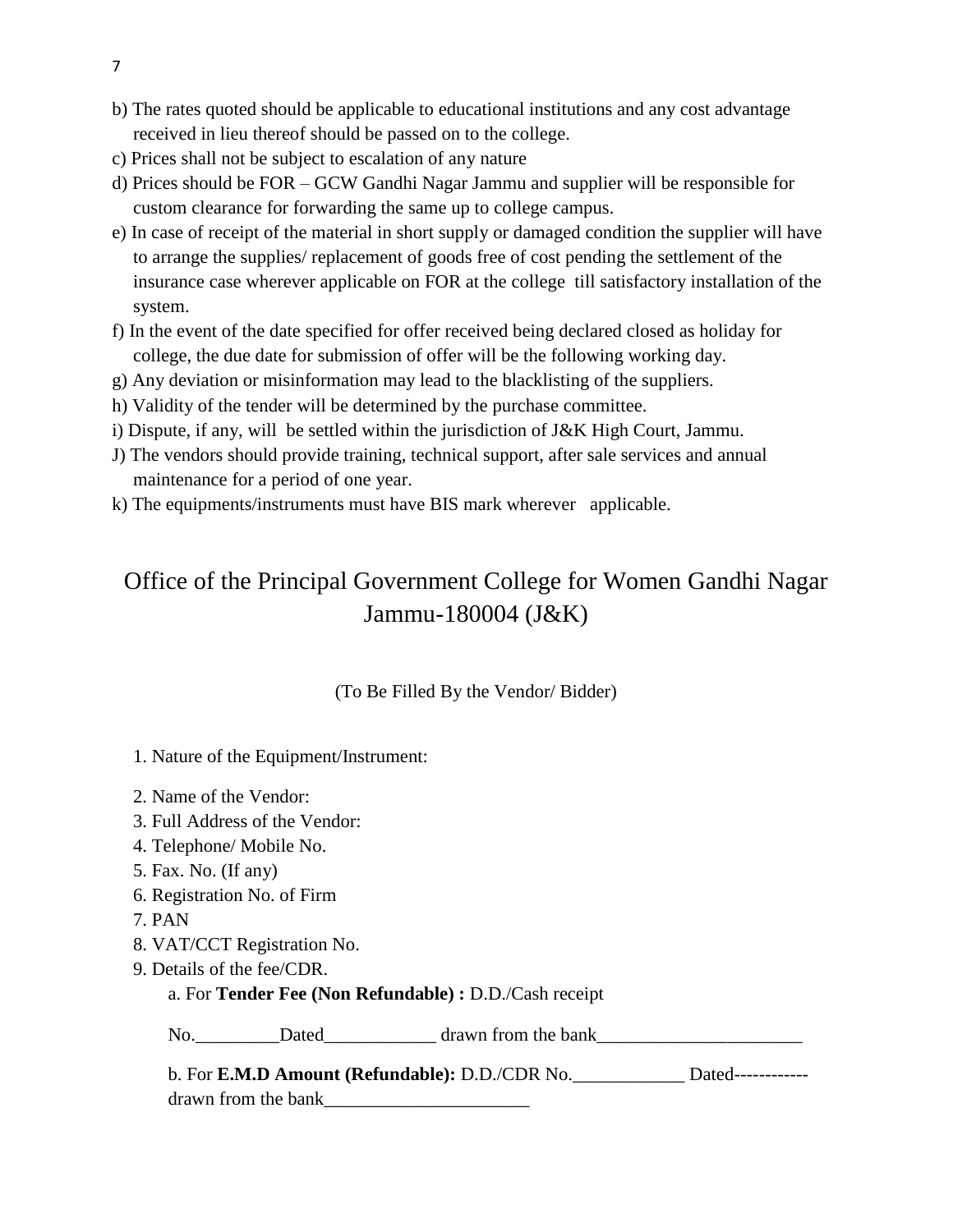b) The rates quoted should be applicable to educational institutions and any cost advantage received in lieu thereof should be passed on to the college.

c) Prices shall not be subject to escalation of any nature

d) Prices should be FOR – GCW Gandhi Nagar Jammu and supplier will be responsible for custom clearance for forwarding the same up to college campus.

e) In case of receipt of the material in short supply or damaged condition the supplier will have to arrange the supplies/ replacement of goods free of cost pending the settlement of the insurance case wherever applicable on FOR at the college till satisfactory installation of the system.

f) In the event of the date specified for offer received being declared closed as holiday for college, the due date for submission of offer will be the following working day.

g) Any deviation or misinformation may lead to the blacklisting of the suppliers.

h) Validity of the tender will be determined by the purchase committee.

i) Dispute, if any, will be settled within the jurisdiction of J&K High Court, Jammu.

J) The vendors should provide training, technical support, after sale services and annual maintenance for a period of one year.

k) The equipments/instruments must have BIS mark wherever applicable.

# Office of the Principal Government College for Women Gandhi Nagar Jammu-180004 (J&K)

(To Be Filled By the Vendor/ Bidder)

1. Nature of the Equipment/Instrument:
2. Name of the Vendor:
3. Full Address of the Vendor:
4. Telephone/ Mobile No.
5. Fax. No. (If any)
6. Registration No. of Firm
7. PAN
8. VAT/CCT Registration No.
9. Details of the fee/CDR.

   a. For **Tender Fee (Non Refundable) :** D.D./Cash receipt

   No._________Dated____________ drawn from the bank______________________

   b. For **E.M.D Amount (Refundable):** D.D./CDR No.____________ Dated------------ drawn from the bank______________________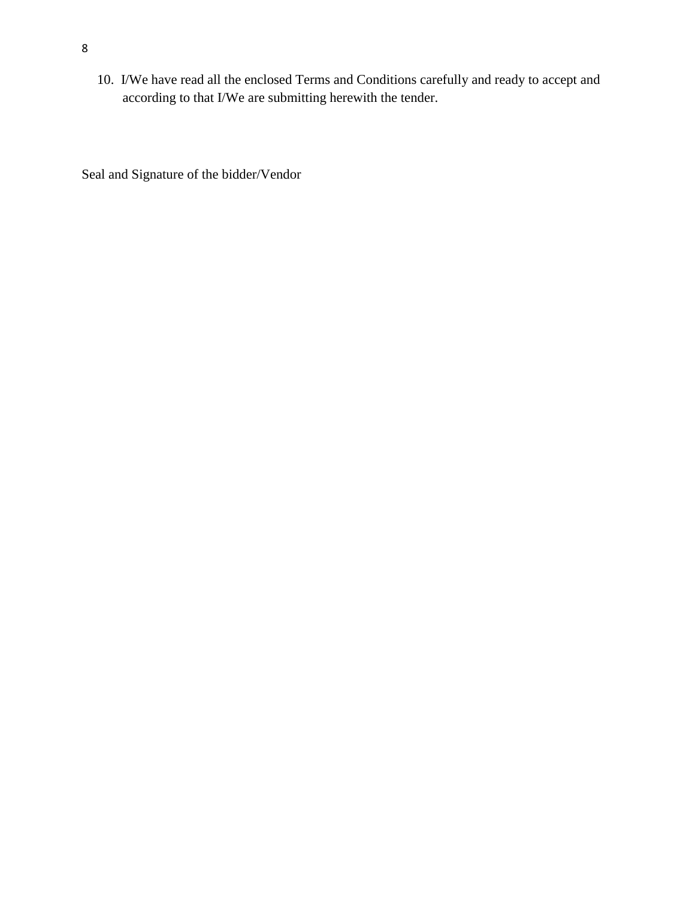10. I/We have read all the enclosed Terms and Conditions carefully and ready to accept and according to that I/We are submitting herewith the tender.

Seal and Signature of the bidder/Vendor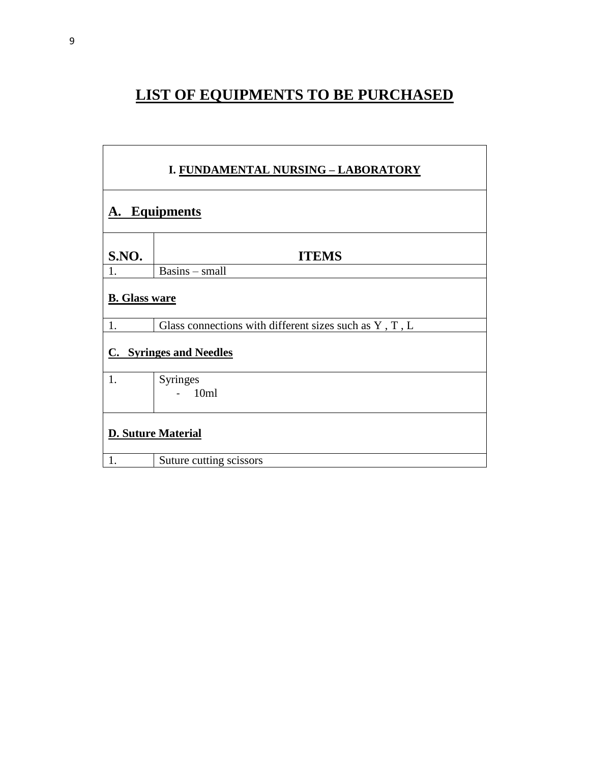# LIST OF EQUIPMENTS TO BE PURCHASED

| I. FUNDAMENTAL NURSING – LABORATORY | |
|---|---|
| **A. Equipments** | |
| **S.NO.** | **ITEMS** |
| 1. | Basins – small |
| **B. Glass ware** | |
| 1. | Glass connections with different sizes such as Y , T , L |
| **C. Syringes and Needles** | |
| 1. | Syringes<br>- 10ml |
| **D. Suture Material** | |
| 1. | Suture cutting scissors |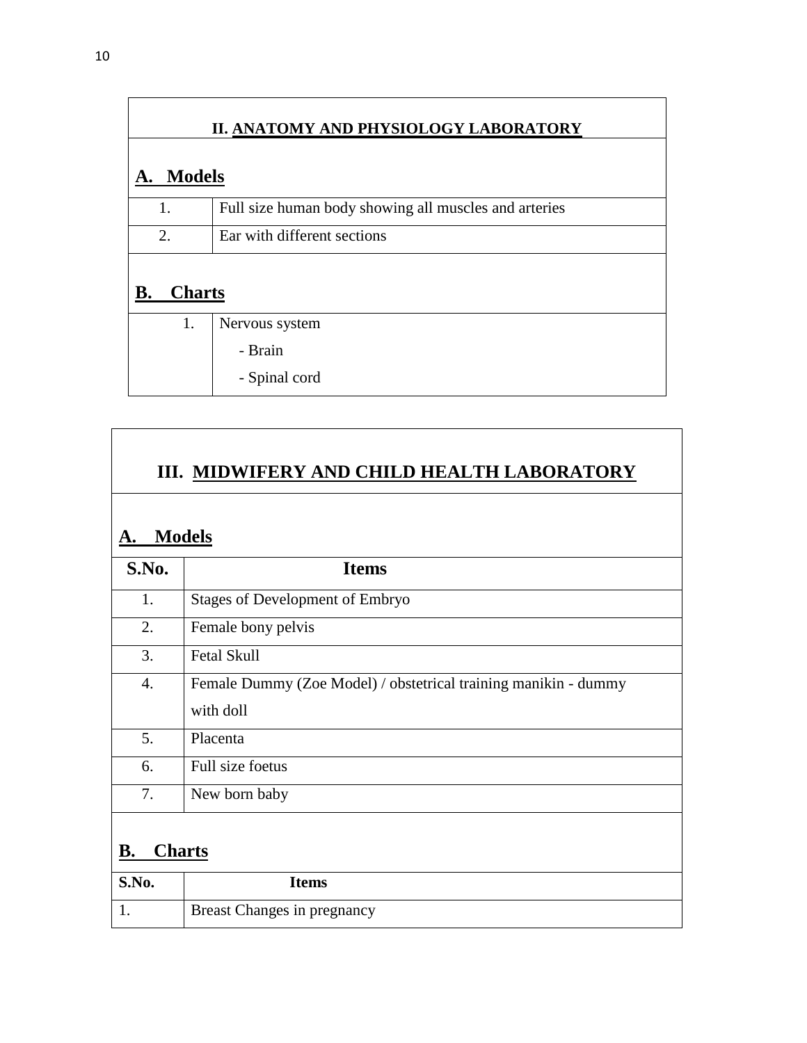## II. ANATOMY AND PHYSIOLOGY LABORATORY

### A. Models

| | |
|---|---|
| 1. | Full size human body showing all muscles and arteries |
| 2. | Ear with different sections |

### B. Charts

| | |
|---|---|
| 1. | Nervous system<br>- Brain<br>- Spinal cord |

## III. MIDWIFERY AND CHILD HEALTH LABORATORY

### A. Models

| S.No. | Items |
|---|---|
| 1. | Stages of Development of Embryo |
| 2. | Female bony pelvis |
| 3. | Fetal Skull |
| 4. | Female Dummy (Zoe Model) / obstetrical training manikin - dummy with doll |
| 5. | Placenta |
| 6. | Full size foetus |
| 7. | New born baby |

### B. Charts

| S.No. | Items |
|---|---|
| 1. | Breast Changes in pregnancy |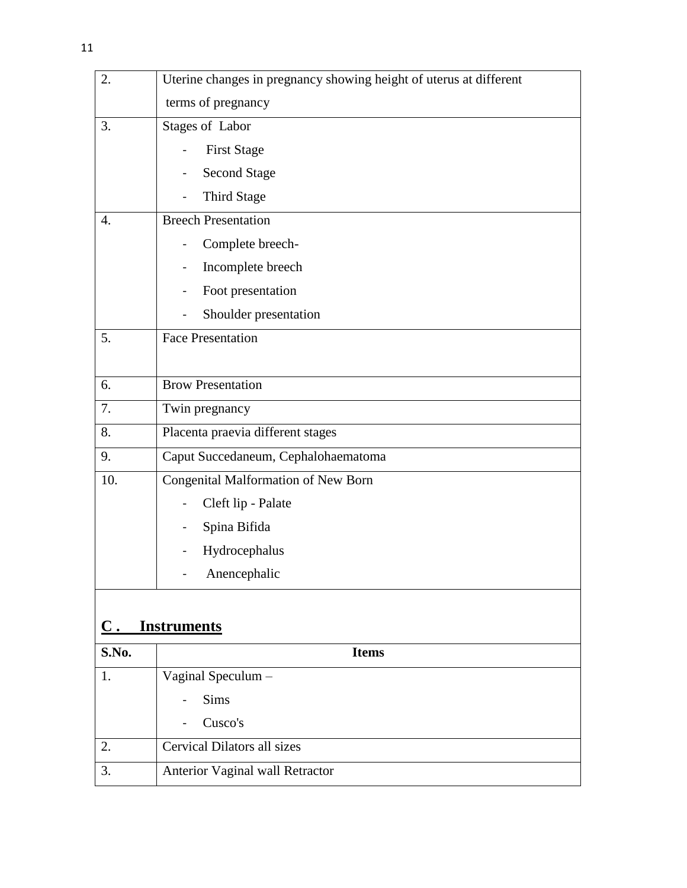| | |
|---|---|
| 2. | Uterine changes in pregnancy showing height of uterus at different terms of pregnancy |
| 3. | Stages of Labor<br>- First Stage<br>- Second Stage<br>- Third Stage |
| 4. | Breech Presentation<br>- Complete breech-<br>- Incomplete breech<br>- Foot presentation<br>- Shoulder presentation |
| 5. | Face Presentation |
| 6. | Brow Presentation |
| 7. | Twin pregnancy |
| 8. | Placenta praevia different stages |
| 9. | Caput Succedaneum, Cephalohaematoma |
| 10. | Congenital Malformation of New Born<br>- Cleft lip - Palate<br>- Spina Bifida<br>- Hydrocephalus<br>- Anencephalic |

## C . Instruments

| S.No. | Items |
|---|---|
| 1. | Vaginal Speculum –<br>- Sims<br>- Cusco's |
| 2. | Cervical Dilators all sizes |
| 3. | Anterior Vaginal wall Retractor |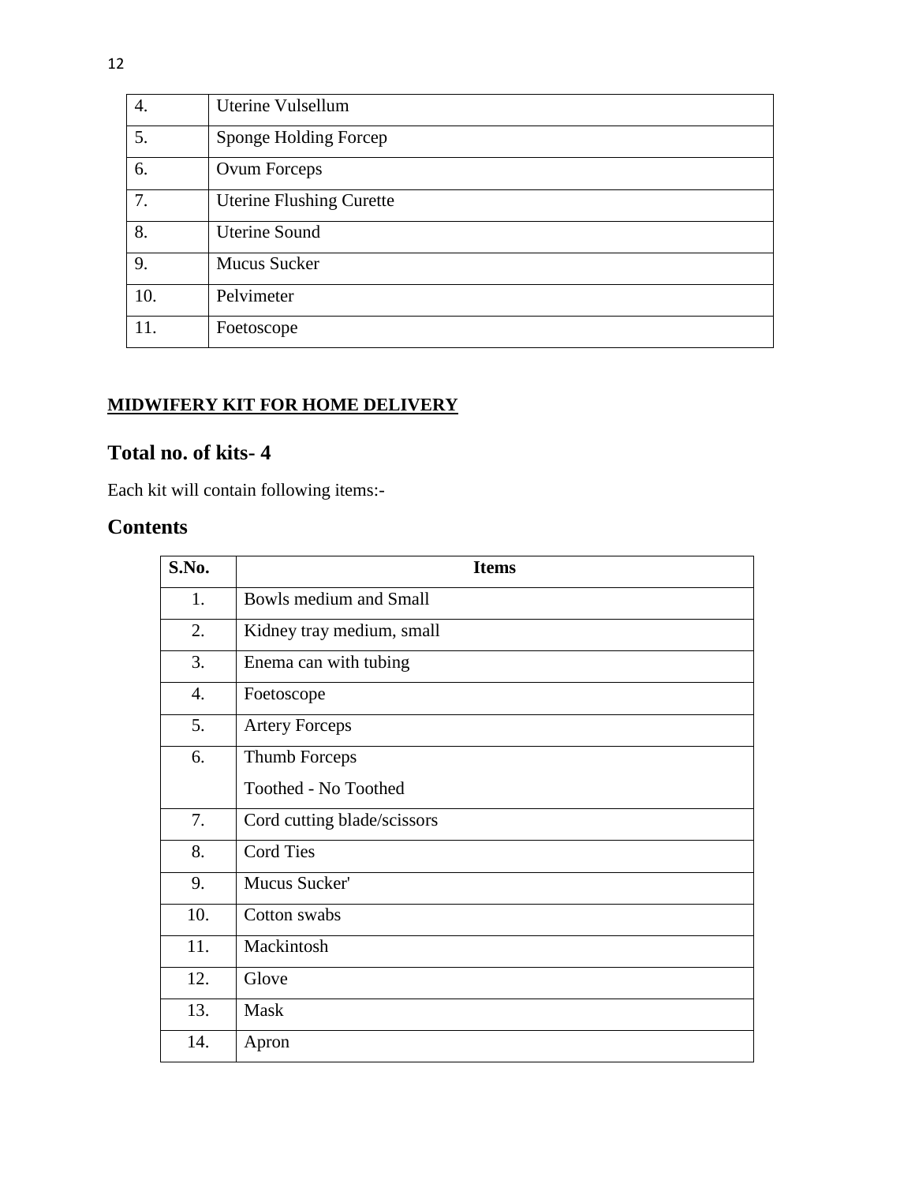| | |
|---|---|
| 4. | Uterine Vulsellum |
| 5. | Sponge Holding Forcep |
| 6. | Ovum Forceps |
| 7. | Uterine Flushing Curette |
| 8. | Uterine Sound |
| 9. | Mucus Sucker |
| 10. | Pelvimeter |
| 11. | Foetoscope |

**MIDWIFERY KIT FOR HOME DELIVERY**

## Total no. of kits- 4

Each kit will contain following items:-

## Contents

| S.No. | Items |
|---|---|
| 1. | Bowls medium and Small |
| 2. | Kidney tray medium, small |
| 3. | Enema can with tubing |
| 4. | Foetoscope |
| 5. | Artery Forceps |
| 6. | Thumb Forceps<br>Toothed - No Toothed |
| 7. | Cord cutting blade/scissors |
| 8. | Cord Ties |
| 9. | Mucus Sucker' |
| 10. | Cotton swabs |
| 11. | Mackintosh |
| 12. | Glove |
| 13. | Mask |
| 14. | Apron |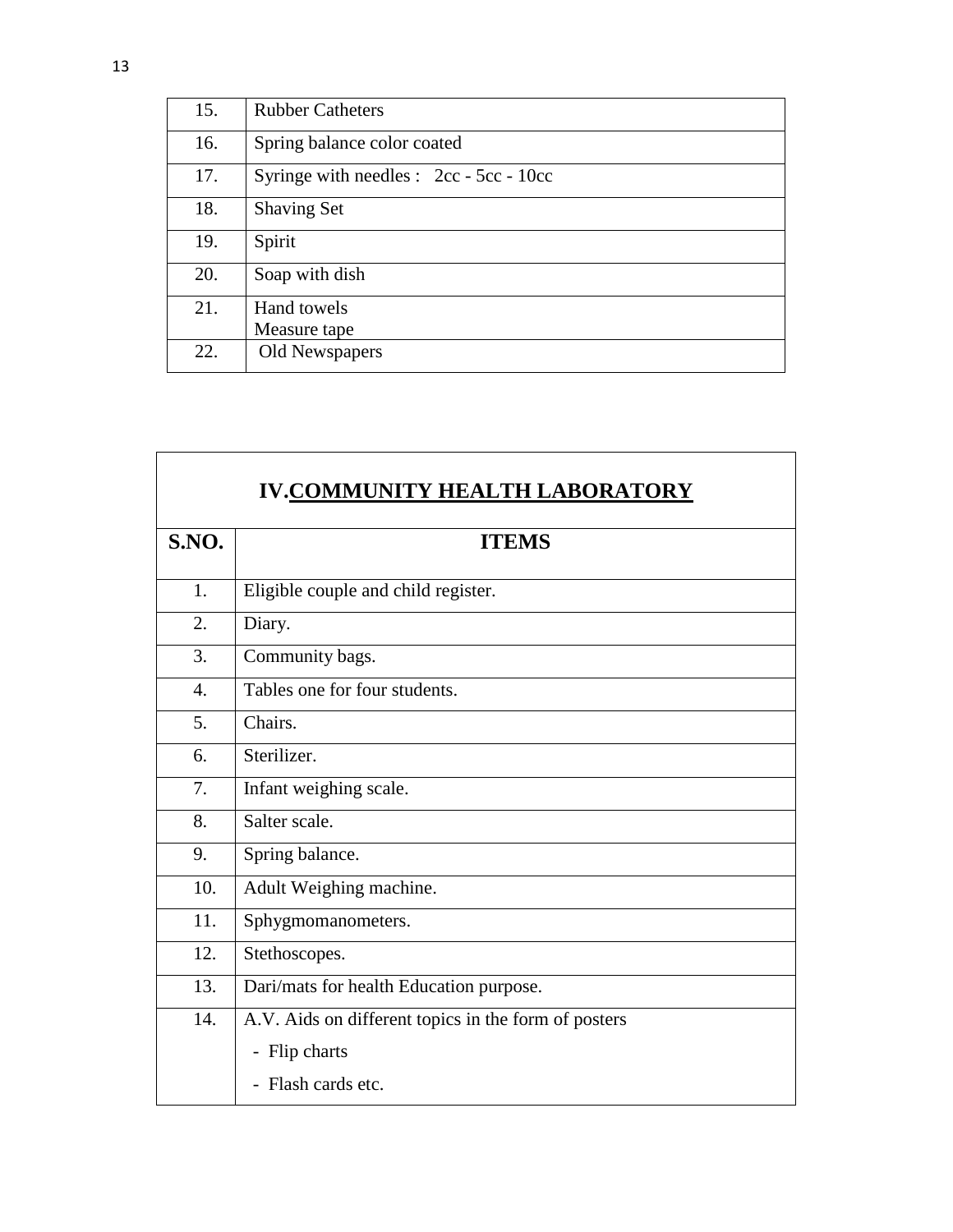| | |
|---|---|
| 15. | Rubber Catheters |
| 16. | Spring balance color coated |
| 17. | Syringe with needles : 2cc - 5cc - 10cc |
| 18. | Shaving Set |
| 19. | Spirit |
| 20. | Soap with dish |
| 21. | Hand towels<br>Measure tape |
| 22. | Old Newspapers |

## IV.COMMUNITY HEALTH LABORATORY

| S.NO. | ITEMS |
|---|---|
| 1. | Eligible couple and child register. |
| 2. | Diary. |
| 3. | Community bags. |
| 4. | Tables one for four students. |
| 5. | Chairs. |
| 6. | Sterilizer. |
| 7. | Infant weighing scale. |
| 8. | Salter scale. |
| 9. | Spring balance. |
| 10. | Adult Weighing machine. |
| 11. | Sphygmomanometers. |
| 12. | Stethoscopes. |
| 13. | Dari/mats for health Education purpose. |
| 14. | A.V. Aids on different topics in the form of posters<br>- Flip charts<br>- Flash cards etc. |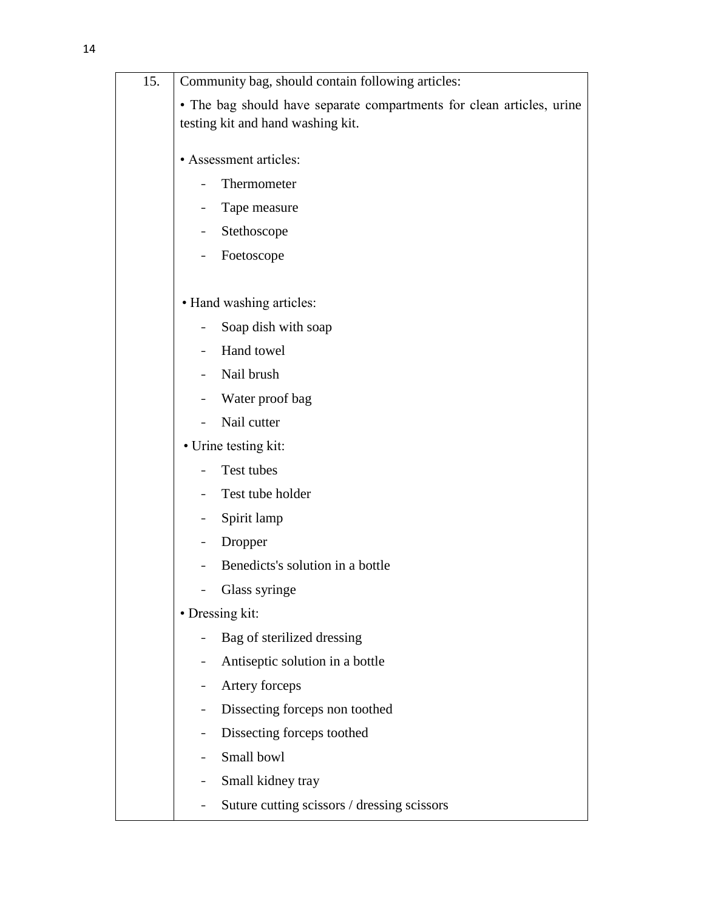| 15. | Community bag, should contain following articles:<br><br>• The bag should have separate compartments for clean articles, urine testing kit and hand washing kit.<br><br>• Assessment articles:<br>- Thermometer<br>- Tape measure<br>- Stethoscope<br>- Foetoscope<br><br>• Hand washing articles:<br>- Soap dish with soap<br>- Hand towel<br>- Nail brush<br>- Water proof bag<br>- Nail cutter<br><br>• Urine testing kit:<br>- Test tubes<br>- Test tube holder<br>- Spirit lamp<br>- Dropper<br>- Benedicts's solution in a bottle<br>- Glass syringe<br><br>• Dressing kit:<br>- Bag of sterilized dressing<br>- Antiseptic solution in a bottle<br>- Artery forceps<br>- Dissecting forceps non toothed<br>- Dissecting forceps toothed<br>- Small bowl<br>- Small kidney tray<br>- Suture cutting scissors / dressing scissors |
|---|---|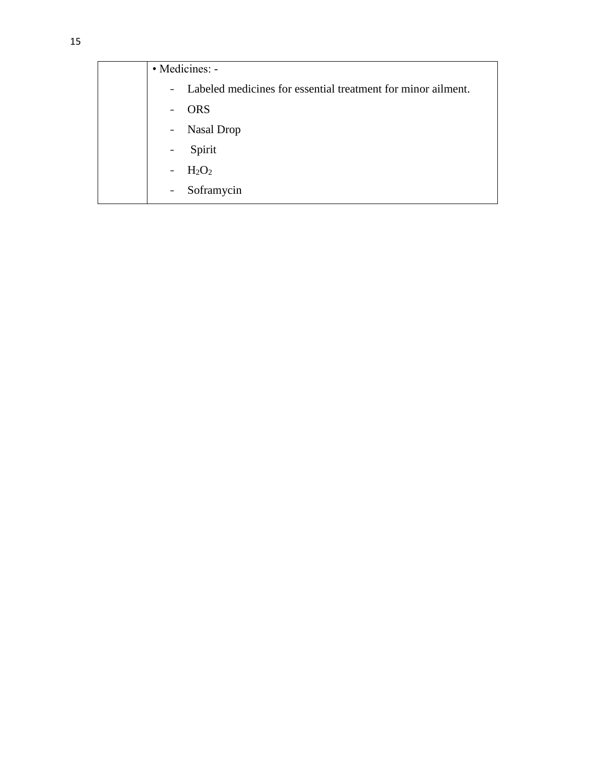|  |  |
|---|---|
|  | • Medicines: -<br>- Labeled medicines for essential treatment for minor ailment.<br>- ORS<br>- Nasal Drop<br>- Spirit<br>- $H_2O_2$<br>- Soframycin |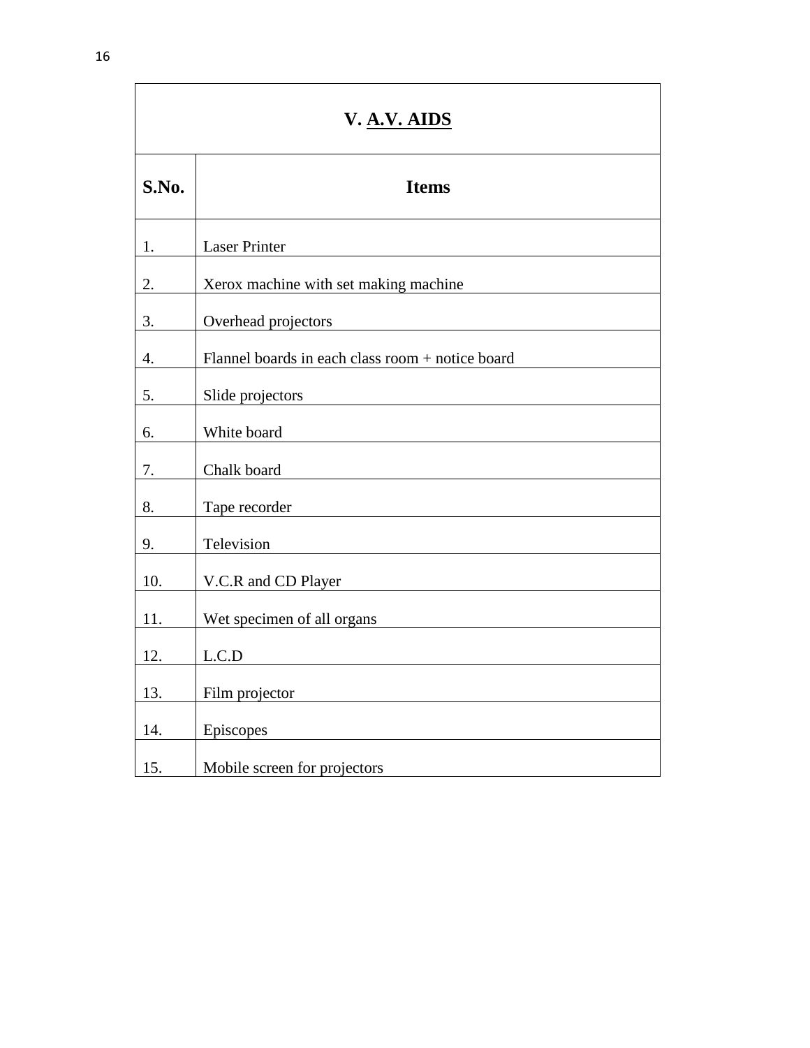## V. A.V. AIDS

| S.No. | Items |
|---|---|
| 1. | Laser Printer |
| 2. | Xerox machine with set making machine |
| 3. | Overhead projectors |
| 4. | Flannel boards in each class room + notice board |
| 5. | Slide projectors |
| 6. | White board |
| 7. | Chalk board |
| 8. | Tape recorder |
| 9. | Television |
| 10. | V.C.R and CD Player |
| 11. | Wet specimen of all organs |
| 12. | L.C.D |
| 13. | Film projector |
| 14. | Episcopes |
| 15. | Mobile screen for projectors |